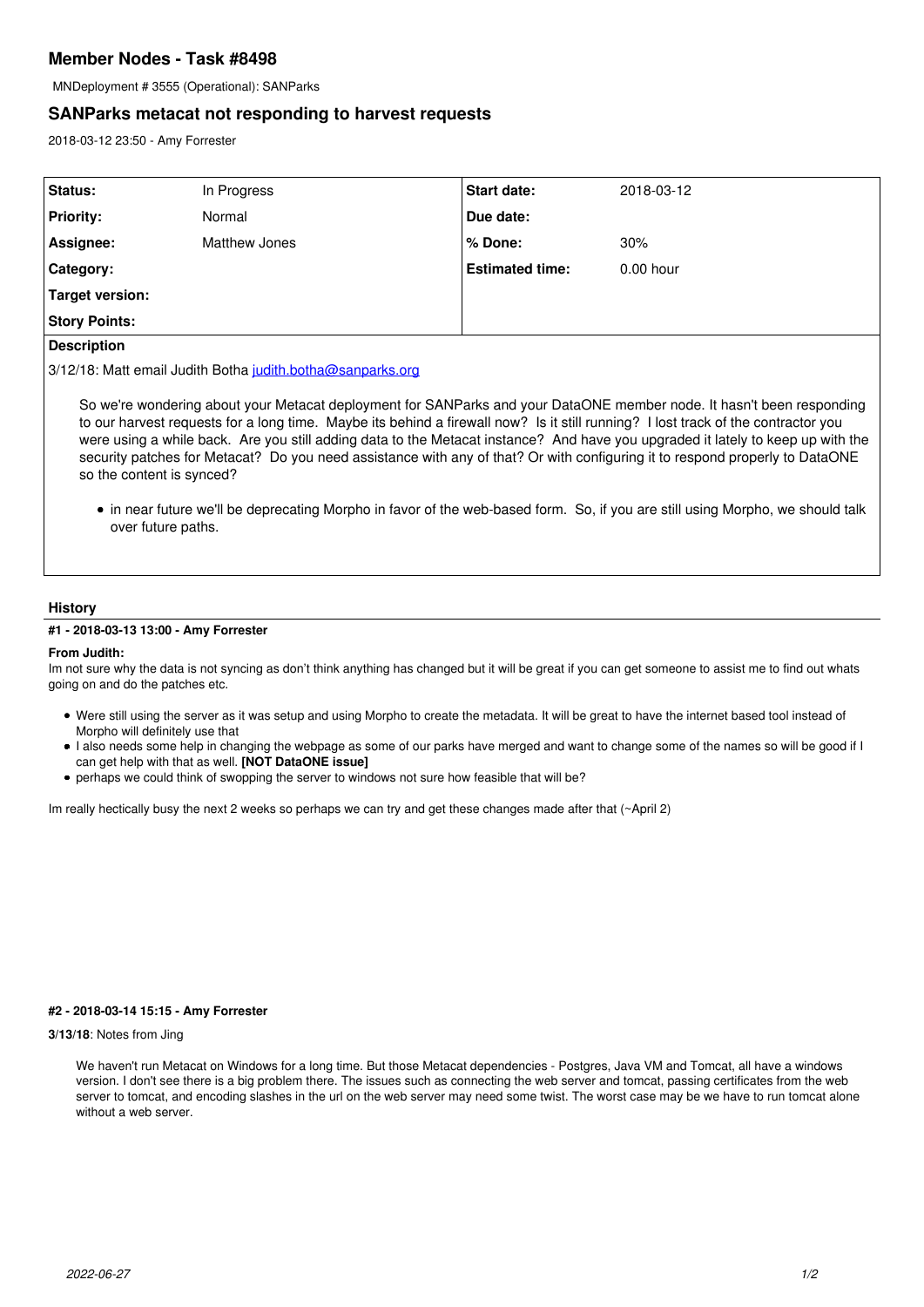# Member Nodes - Task #8498

MNDeployment # 3555 (Operational): SANParks

## SANParks metacat not responding to harvest requests

2018-03-12 23:50 - Amy Forrester

| Status: | In Progress | Start date: | 2018-03-12 |
|---|---|---|---|
| Priority: | Normal | Due date: | |
| Assignee: | Matthew Jones | % Done: | 30% |
| Category: | | Estimated time: | 0.00 hour |
| Target version: | | | |
| Story Points: | | | |

**Description**

3/12/18: Matt email Judith Botha judith.botha@sanparks.org

> So we're wondering about your Metacat deployment for SANParks and your DataONE member node. It hasn't been responding to our harvest requests for a long time. Maybe its behind a firewall now? Is it still running? I lost track of the contractor you were using a while back. Are you still adding data to the Metacat instance? And have you upgraded it lately to keep up with the security patches for Metacat? Do you need assistance with any of that? Or with configuring it to respond properly to DataONE so the content is synced?
>
> - in near future we'll be deprecating Morpho in favor of the web-based form. So, if you are still using Morpho, we should talk over future paths.

## History

#### #1 - 2018-03-13 13:00 - Amy Forrester

**From Judith:**

Im not sure why the data is not syncing as don't think anything has changed but it will be great if you can get someone to assist me to find out whats going on and do the patches etc.

- Were still using the server as it was setup and using Morpho to create the metadata. It will be great to have the internet based tool instead of Morpho will definitely use that
- I also needs some help in changing the webpage as some of our parks have merged and want to change some of the names so will be good if I can get help with that as well. **[NOT DataONE issue]**
- perhaps we could think of swopping the server to windows not sure how feasible that will be?

Im really hectically busy the next 2 weeks so perhaps we can try and get these changes made after that (~April 2)

#### #2 - 2018-03-14 15:15 - Amy Forrester

**3/13/18**: Notes from Jing

> We haven't run Metacat on Windows for a long time. But those Metacat dependencies - Postgres, Java VM and Tomcat, all have a windows version. I don't see there is a big problem there. The issues such as connecting the web server and tomcat, passing certificates from the web server to tomcat, and encoding slashes in the url on the web server may need some twist. The worst case may be we have to run tomcat alone without a web server.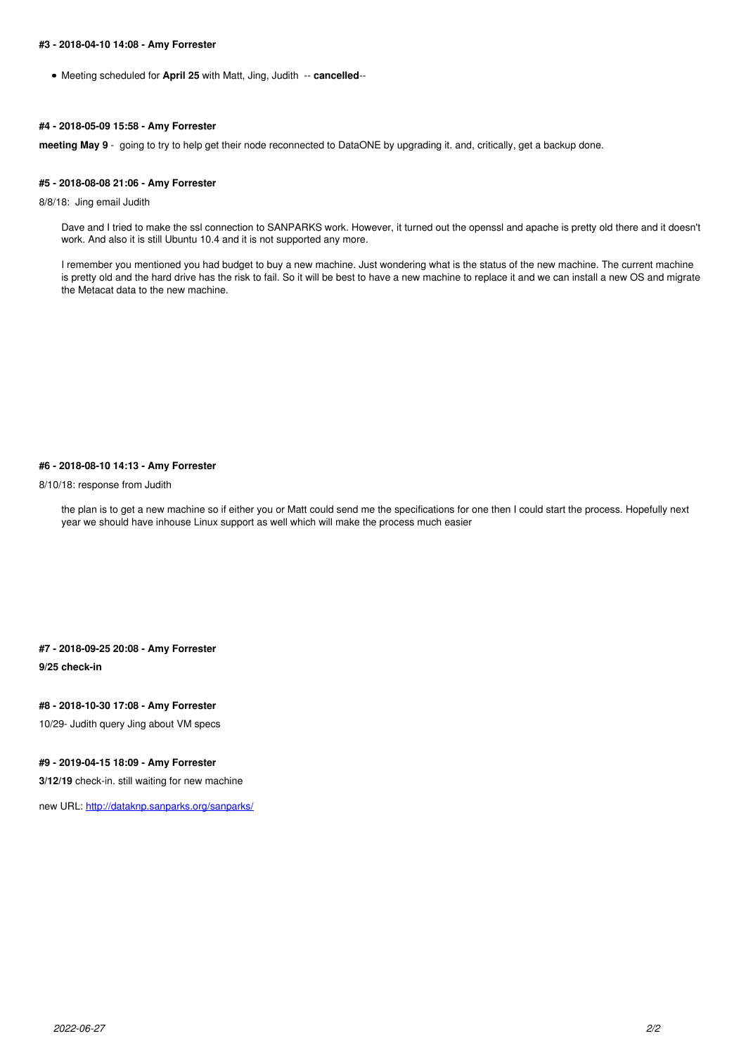#### #3 - 2018-04-10 14:08 - Amy Forrester

- Meeting scheduled for **April 25** with Matt, Jing, Judith -- **cancelled**--

#### #4 - 2018-05-09 15:58 - Amy Forrester

**meeting May 9** - going to try to help get their node reconnected to DataONE by upgrading it. and, critically, get a backup done.

#### #5 - 2018-08-08 21:06 - Amy Forrester

8/8/18: Jing email Judith

> Dave and I tried to make the ssl connection to SANPARKS work. However, it turned out the openssl and apache is pretty old there and it doesn't work. And also it is still Ubuntu 10.4 and it is not supported any more.
>
> I remember you mentioned you had budget to buy a new machine. Just wondering what is the status of the new machine. The current machine is pretty old and the hard drive has the risk to fail. So it will be best to have a new machine to replace it and we can install a new OS and migrate the Metacat data to the new machine.

#### #6 - 2018-08-10 14:13 - Amy Forrester

8/10/18: response from Judith

> the plan is to get a new machine so if either you or Matt could send me the specifications for one then I could start the process. Hopefully next year we should have inhouse Linux support as well which will make the process much easier

#### #7 - 2018-09-25 20:08 - Amy Forrester

**9/25 check-in**

#### #8 - 2018-10-30 17:08 - Amy Forrester

10/29- Judith query Jing about VM specs

#### #9 - 2019-04-15 18:09 - Amy Forrester

**3/12/19** check-in. still waiting for new machine

new URL: [http://dataknp.sanparks.org/sanparks/](http://dataknp.sanparks.org/sanparks/)